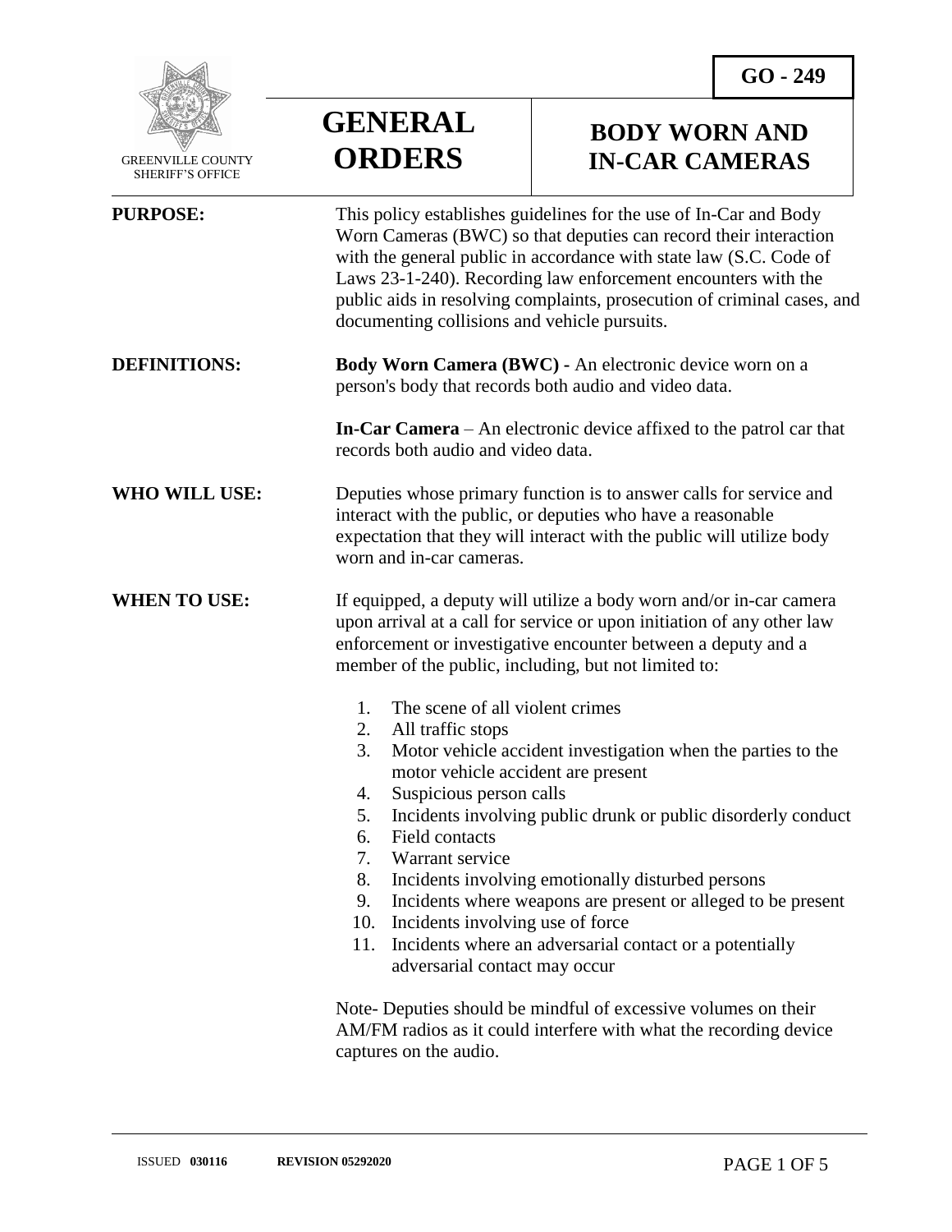GREENVILLE COUNTY SHERIFF'S OFFICE

# GENERAL ORDERS

## BODY WORN AND IN-CAR CAMERAS

**GO - 249**

**PURPOSE:** This policy establishes guidelines for the use of In-Car and Body Worn Cameras (BWC) so that deputies can record their interaction with the general public in accordance with state law (S.C. Code of Laws 23-1-240). Recording law enforcement encounters with the public aids in resolving complaints, prosecution of criminal cases, and documenting collisions and vehicle pursuits.

**DEFINITIONS:** **Body Worn Camera (BWC) -** An electronic device worn on a person's body that records both audio and video data.

**In-Car Camera** – An electronic device affixed to the patrol car that records both audio and video data.

**WHO WILL USE:** Deputies whose primary function is to answer calls for service and interact with the public, or deputies who have a reasonable expectation that they will interact with the public will utilize body worn and in-car cameras.

**WHEN TO USE:** If equipped, a deputy will utilize a body worn and/or in-car camera upon arrival at a call for service or upon initiation of any other law enforcement or investigative encounter between a deputy and a member of the public, including, but not limited to:

1. The scene of all violent crimes
2. All traffic stops
3. Motor vehicle accident investigation when the parties to the motor vehicle accident are present
4. Suspicious person calls
5. Incidents involving public drunk or public disorderly conduct
6. Field contacts
7. Warrant service
8. Incidents involving emotionally disturbed persons
9. Incidents where weapons are present or alleged to be present
10. Incidents involving use of force
11. Incidents where an adversarial contact or a potentially adversarial contact may occur

Note- Deputies should be mindful of excessive volumes on their AM/FM radios as it could interfere with what the recording device captures on the audio.

ISSUED **030116** **REVISION 05292020**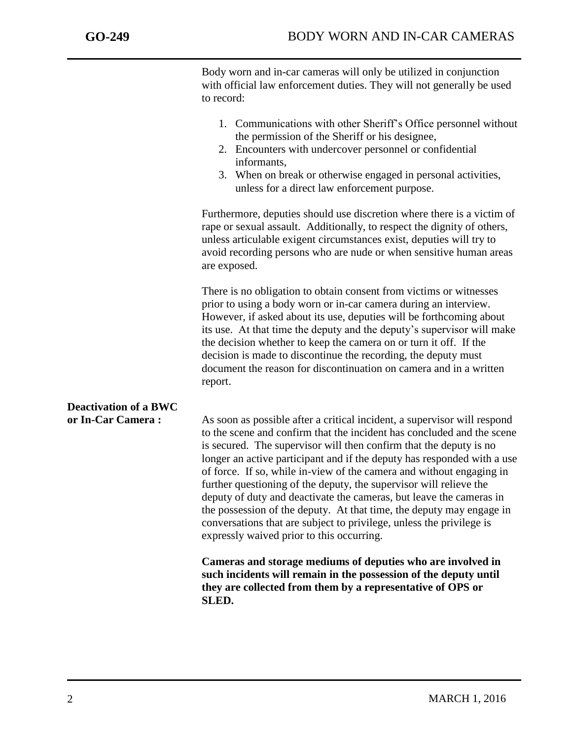Body worn and in-car cameras will only be utilized in conjunction with official law enforcement duties. They will not generally be used to record:

1. Communications with other Sheriff's Office personnel without the permission of the Sheriff or his designee,
2. Encounters with undercover personnel or confidential informants,
3. When on break or otherwise engaged in personal activities, unless for a direct law enforcement purpose.

Furthermore, deputies should use discretion where there is a victim of rape or sexual assault. Additionally, to respect the dignity of others, unless articulable exigent circumstances exist, deputies will try to avoid recording persons who are nude or when sensitive human areas are exposed.

There is no obligation to obtain consent from victims or witnesses prior to using a body worn or in-car camera during an interview. However, if asked about its use, deputies will be forthcoming about its use. At that time the deputy and the deputy's supervisor will make the decision whether to keep the camera on or turn it off. If the decision is made to discontinue the recording, the deputy must document the reason for discontinuation on camera and in a written report.

**Deactivation of a BWC or In-Car Camera :**

As soon as possible after a critical incident, a supervisor will respond to the scene and confirm that the incident has concluded and the scene is secured. The supervisor will then confirm that the deputy is no longer an active participant and if the deputy has responded with a use of force. If so, while in-view of the camera and without engaging in further questioning of the deputy, the supervisor will relieve the deputy of duty and deactivate the cameras, but leave the cameras in the possession of the deputy. At that time, the deputy may engage in conversations that are subject to privilege, unless the privilege is expressly waived prior to this occurring.

**Cameras and storage mediums of deputies who are involved in such incidents will remain in the possession of the deputy until they are collected from them by a representative of OPS or SLED.**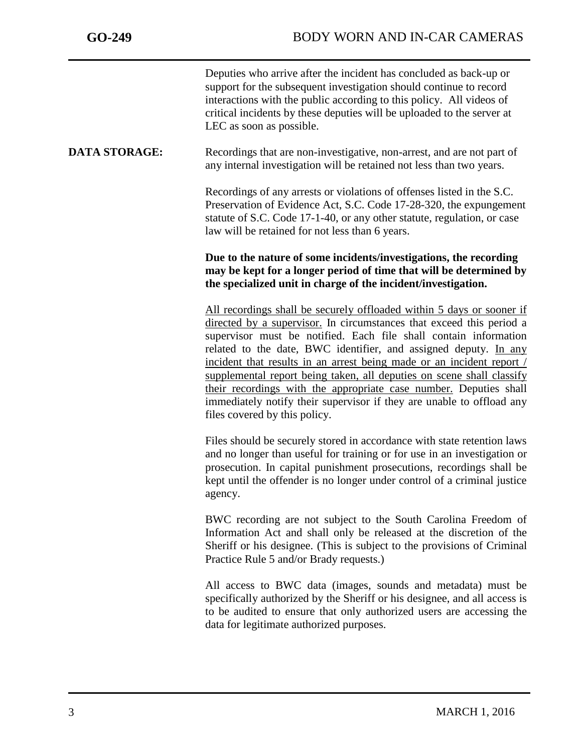Deputies who arrive after the incident has concluded as back-up or support for the subsequent investigation should continue to record interactions with the public according to this policy. All videos of critical incidents by these deputies will be uploaded to the server at LEC as soon as possible.

**DATA STORAGE:**

Recordings that are non-investigative, non-arrest, and are not part of any internal investigation will be retained not less than two years.

Recordings of any arrests or violations of offenses listed in the S.C. Preservation of Evidence Act, S.C. Code 17-28-320, the expungement statute of S.C. Code 17-1-40, or any other statute, regulation, or case law will be retained for not less than 6 years.

**Due to the nature of some incidents/investigations, the recording may be kept for a longer period of time that will be determined by the specialized unit in charge of the incident/investigation.**

<u>All recordings shall be securely offloaded within 5 days or sooner if directed by a supervisor.</u> In circumstances that exceed this period a supervisor must be notified. Each file shall contain information related to the date, BWC identifier, and assigned deputy. <u>In any incident that results in an arrest being made or an incident report / supplemental report being taken, all deputies on scene shall classify their recordings with the appropriate case number.</u> Deputies shall immediately notify their supervisor if they are unable to offload any files covered by this policy.

Files should be securely stored in accordance with state retention laws and no longer than useful for training or for use in an investigation or prosecution. In capital punishment prosecutions, recordings shall be kept until the offender is no longer under control of a criminal justice agency.

BWC recording are not subject to the South Carolina Freedom of Information Act and shall only be released at the discretion of the Sheriff or his designee. (This is subject to the provisions of Criminal Practice Rule 5 and/or Brady requests.)

All access to BWC data (images, sounds and metadata) must be specifically authorized by the Sheriff or his designee, and all access is to be audited to ensure that only authorized users are accessing the data for legitimate authorized purposes.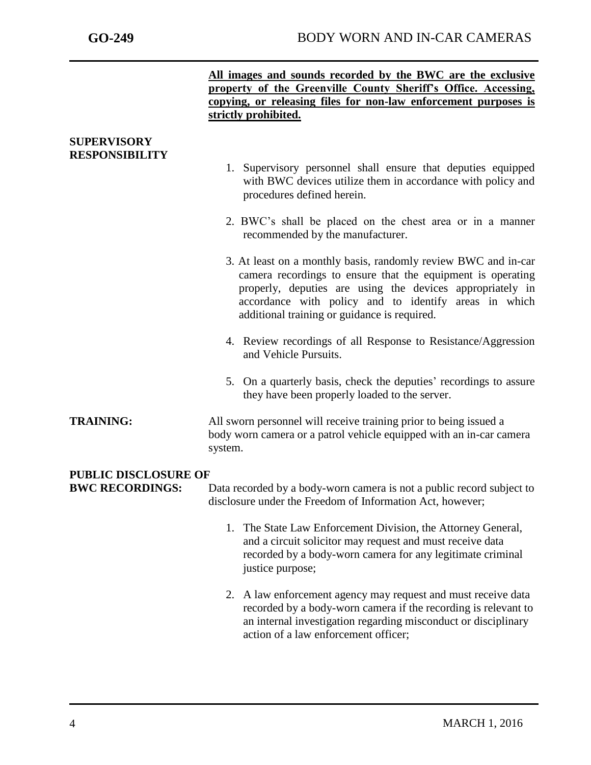**<u>All images and sounds recorded by the BWC are the exclusive property of the Greenville County Sheriff's Office. Accessing, copying, or releasing files for non-law enforcement purposes is strictly prohibited.</u>**

## SUPERVISORY RESPONSIBILITY

1. Supervisory personnel shall ensure that deputies equipped with BWC devices utilize them in accordance with policy and procedures defined herein.
2. BWC's shall be placed on the chest area or in a manner recommended by the manufacturer.
3. At least on a monthly basis, randomly review BWC and in-car camera recordings to ensure that the equipment is operating properly, deputies are using the devices appropriately in accordance with policy and to identify areas in which additional training or guidance is required.
4. Review recordings of all Response to Resistance/Aggression and Vehicle Pursuits.
5. On a quarterly basis, check the deputies' recordings to assure they have been properly loaded to the server.

## TRAINING:

All sworn personnel will receive training prior to being issued a body worn camera or a patrol vehicle equipped with an in-car camera system.

## PUBLIC DISCLOSURE OF BWC RECORDINGS:

Data recorded by a body-worn camera is not a public record subject to disclosure under the Freedom of Information Act, however;

1. The State Law Enforcement Division, the Attorney General, and a circuit solicitor may request and must receive data recorded by a body-worn camera for any legitimate criminal justice purpose;
2. A law enforcement agency may request and must receive data recorded by a body-worn camera if the recording is relevant to an internal investigation regarding misconduct or disciplinary action of a law enforcement officer;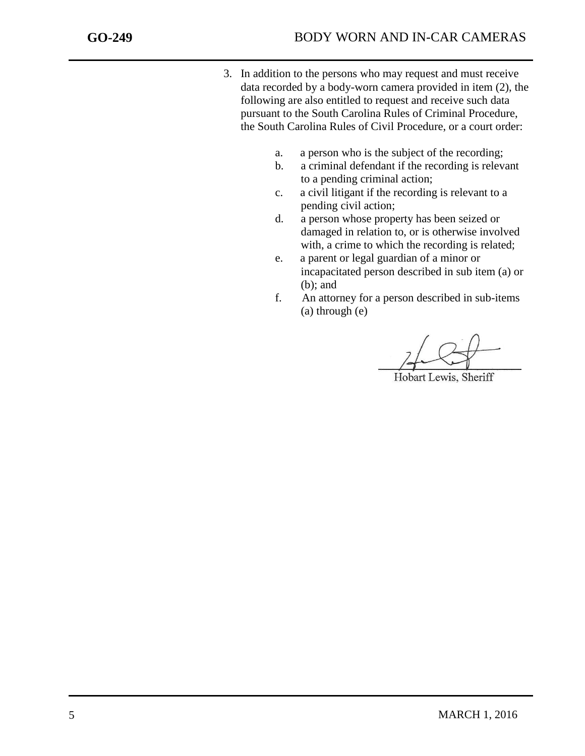3. In addition to the persons who may request and must receive data recorded by a body-worn camera provided in item (2), the following are also entitled to request and receive such data pursuant to the South Carolina Rules of Criminal Procedure, the South Carolina Rules of Civil Procedure, or a court order:

   a. a person who is the subject of the recording;
   b. a criminal defendant if the recording is relevant to a pending criminal action;
   c. a civil litigant if the recording is relevant to a pending civil action;
   d. a person whose property has been seized or damaged in relation to, or is otherwise involved with, a crime to which the recording is related;
   e. a parent or legal guardian of a minor or incapacitated person described in sub item (a) or (b); and
   f. An attorney for a person described in sub-items (a) through (e)

Hobart Lewis, Sheriff